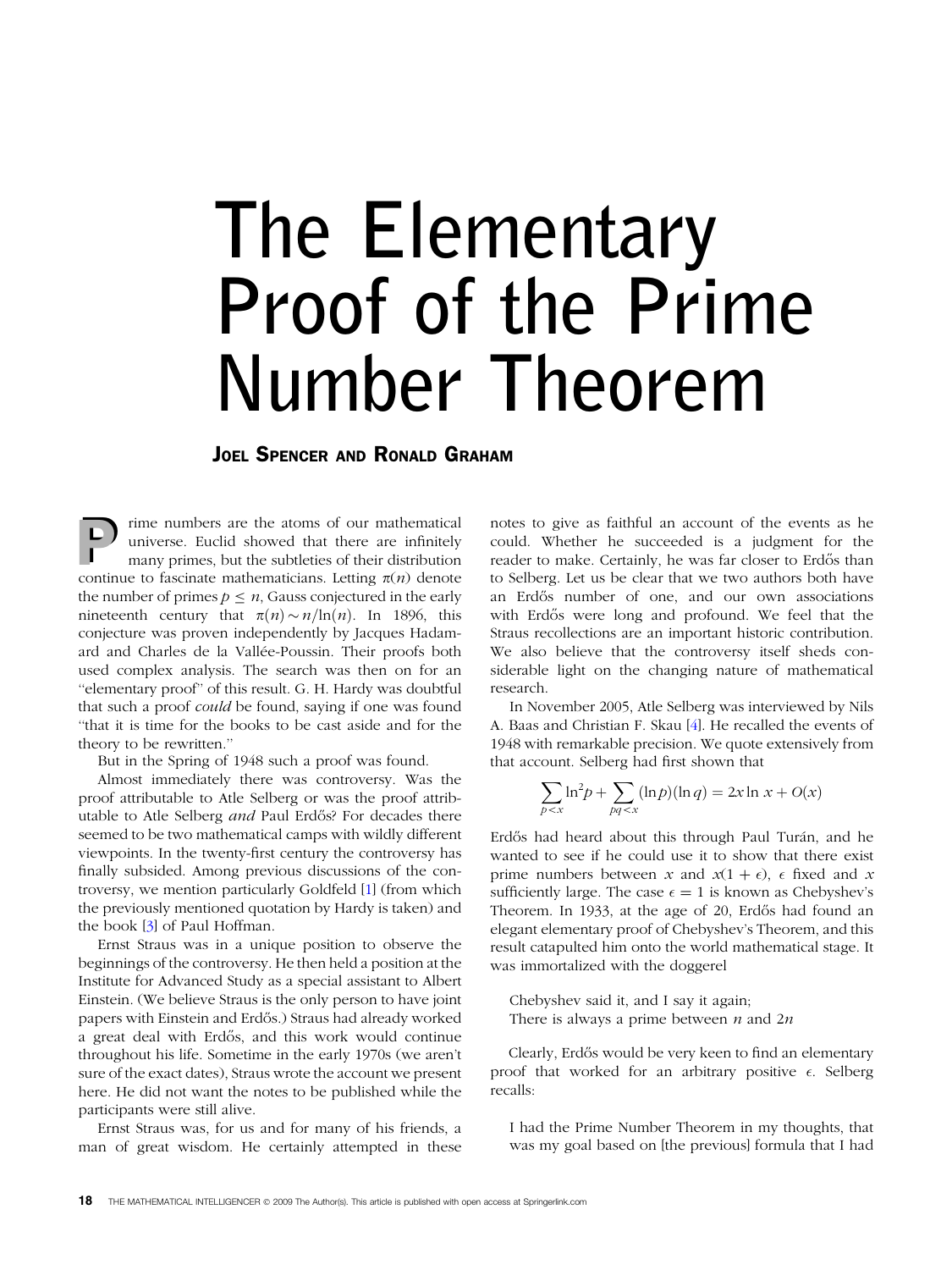# The Elementary Proof of the Prime Number Theorem

**JOEL SPENCER AND RONALD GRAHAM**

Prime numbers are the atoms of our mathematical universe. Euclid showed that there are infinitely many primes, but the subtleties of their distribution continue to fascinate mathematicians. Letting $\pi(n)$ denote the number of primes $p \leq n$, Gauss conjectured in the early nineteenth century that $\pi(n) \sim n/\ln(n)$. In 1896, this conjecture was proven independently by Jacques Hadamard and Charles de la Vallée-Poussin. Their proofs both used complex analysis. The search was then on for an "elementary proof" of this result. G. H. Hardy was doubtful that such a proof *could* be found, saying if one was found "that it is time for the books to be cast aside and for the theory to be rewritten."

But in the Spring of 1948 such a proof was found.

Almost immediately there was controversy. Was the proof attributable to Atle Selberg or was the proof attributable to Atle Selberg *and* Paul Erdős? For decades there seemed to be two mathematical camps with wildly different viewpoints. In the twenty-first century the controversy has finally subsided. Among previous discussions of the controversy, we mention particularly Goldfeld [1] (from which the previously mentioned quotation by Hardy is taken) and the book [3] of Paul Hoffman.

Ernst Straus was in a unique position to observe the beginnings of the controversy. He then held a position at the Institute for Advanced Study as a special assistant to Albert Einstein. (We believe Straus is the only person to have joint papers with Einstein and Erdős.) Straus had already worked a great deal with Erdős, and this work would continue throughout his life. Sometime in the early 1970s (we aren't sure of the exact dates), Straus wrote the account we present here. He did not want the notes to be published while the participants were still alive.

Ernst Straus was, for us and for many of his friends, a man of great wisdom. He certainly attempted in these notes to give as faithful an account of the events as he could. Whether he succeeded is a judgment for the reader to make. Certainly, he was far closer to Erdős than to Selberg. Let us be clear that we two authors both have an Erdős number of one, and our own associations with Erdős were long and profound. We feel that the Straus recollections are an important historic contribution. We also believe that the controversy itself sheds considerable light on the changing nature of mathematical research.

In November 2005, Atle Selberg was interviewed by Nils A. Baas and Christian F. Skau [4]. He recalled the events of 1948 with remarkable precision. We quote extensively from that account. Selberg had first shown that

$$\sum_{p<x} \ln^2 p + \sum_{pq<x} (\ln p)(\ln q) = 2x \ln x + O(x)$$

Erdős had heard about this through Paul Turán, and he wanted to see if he could use it to show that there exist prime numbers between $x$ and $x(1+\epsilon)$, $\epsilon$ fixed and $x$ sufficiently large. The case $\epsilon = 1$ is known as Chebyshev's Theorem. In 1933, at the age of 20, Erdős had found an elegant elementary proof of Chebyshev's Theorem, and this result catapulted him onto the world mathematical stage. It was immortalized with the doggerel

> Chebyshev said it, and I say it again;
> There is always a prime between $n$ and $2n$

Clearly, Erdős would be very keen to find an elementary proof that worked for an arbitrary positive $\epsilon$. Selberg recalls:

> I had the Prime Number Theorem in my thoughts, that was my goal based on [the previous] formula that I had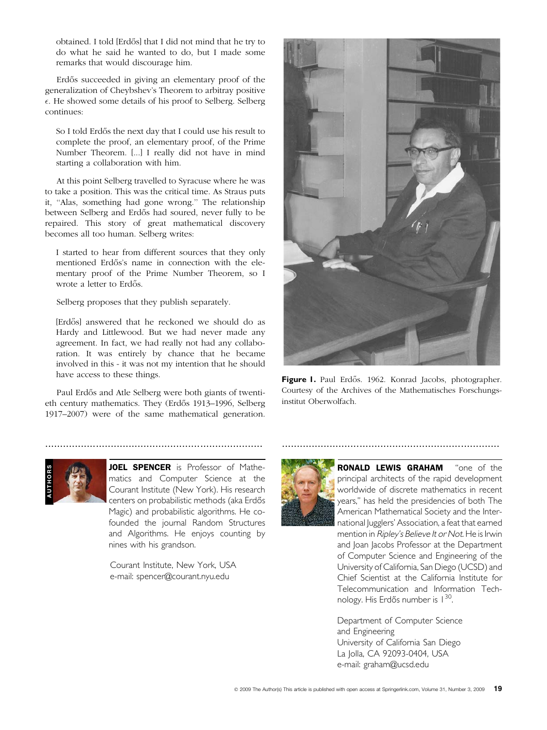obtained. I told [Erdős] that I did not mind that he try to do what he said he wanted to do, but I made some remarks that would discourage him.

Erdős succeeded in giving an elementary proof of the generalization of Cheybshev's Theorem to arbitray positive $\epsilon$. He showed some details of his proof to Selberg. Selberg continues:

> So I told Erdős the next day that I could use his result to complete the proof, an elementary proof, of the Prime Number Theorem. [...] I really did not have in mind starting a collaboration with him.

At this point Selberg travelled to Syracuse where he was to take a position. This was the critical time. As Straus puts it, "Alas, something had gone wrong." The relationship between Selberg and Erdős had soured, never fully to be repaired. This story of great mathematical discovery becomes all too human. Selberg writes:

> I started to hear from different sources that they only mentioned Erdős's name in connection with the elementary proof of the Prime Number Theorem, so I wrote a letter to Erdős.

Selberg proposes that they publish separately.

> [Erdős] answered that he reckoned we should do as Hardy and Littlewood. But we had never made any agreement. In fact, we had really not had any collaboration. It was entirely by chance that he became involved in this - it was not my intention that he should have access to these things.

Paul Erdős and Atle Selberg were both giants of twentieth century mathematics. They (Erdős 1913–1996, Selberg 1917–2007) were of the same mathematical generation.

**Figure 1.** Paul Erdős. 1962. Konrad Jacobs, photographer. Courtesy of the Archives of the Mathematisches Forschungsinstitut Oberwolfach.

AUTHORS

**JOEL SPENCER** is Professor of Mathematics and Computer Science at the Courant Institute (New York). His research centers on probabilistic methods (aka Erdős Magic) and probabilistic algorithms. He cofounded the journal Random Structures and Algorithms. He enjoys counting by nines with his grandson.

Courant Institute, New York, USA
e-mail: spencer@courant.nyu.edu

**RONALD LEWIS GRAHAM** "one of the principal architects of the rapid development worldwide of discrete mathematics in recent years," has held the presidencies of both The American Mathematical Society and the International Jugglers' Association, a feat that earned mention in *Ripley's Believe It or Not*. He is Irwin and Joan Jacobs Professor at the Department of Computer Science and Engineering of the University of California, San Diego (UCSD) and Chief Scientist at the California Institute for Telecommunication and Information Technology. His Erdős number is $1^{30}$.

Department of Computer Science
and Engineering
University of California San Diego
La Jolla, CA 92093-0404, USA
e-mail: graham@ucsd.edu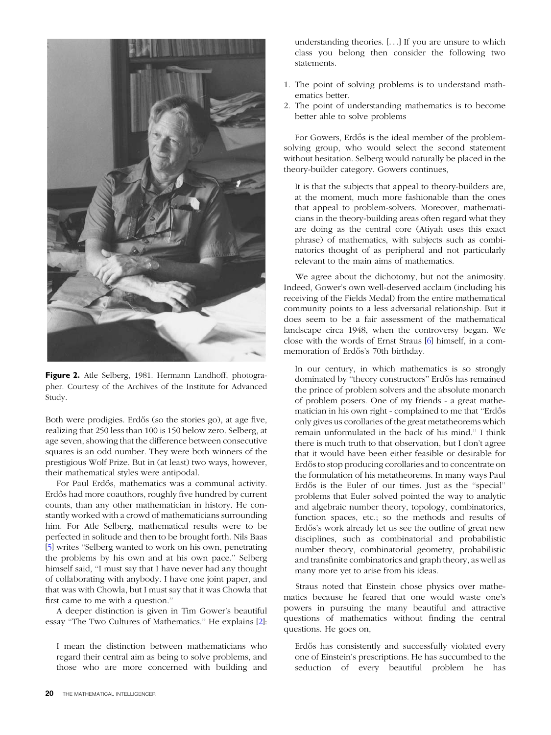Figure 2. Atle Selberg, 1981. Hermann Landhoff, photographer. Courtesy of the Archives of the Institute for Advanced Study.

Both were prodigies. Erdős (so the stories go), at age five, realizing that 250 less than 100 is 150 below zero. Selberg, at age seven, showing that the difference between consecutive squares is an odd number. They were both winners of the prestigious Wolf Prize. But in (at least) two ways, however, their mathematical styles were antipodal.

For Paul Erdős, mathematics was a communal activity. Erdős had more coauthors, roughly five hundred by current counts, than any other mathematician in history. He constantly worked with a crowd of mathematicians surrounding him. For Atle Selberg, mathematical results were to be perfected in solitude and then to be brought forth. Nils Baas [5] writes "Selberg wanted to work on his own, penetrating the problems by his own and at his own pace." Selberg himself said, "I must say that I have never had any thought of collaborating with anybody. I have one joint paper, and that was with Chowla, but I must say that it was Chowla that first came to me with a question."

A deeper distinction is given in Tim Gower's beautiful essay "The Two Cultures of Mathematics." He explains [2]:

> I mean the distinction between mathematicians who regard their central aim as being to solve problems, and those who are more concerned with building and understanding theories. [...] If you are unsure to which class you belong then consider the following two statements.

1. The point of solving problems is to understand mathematics better.
2. The point of understanding mathematics is to become better able to solve problems

For Gowers, Erdős is the ideal member of the problem-solving group, who would select the second statement without hesitation. Selberg would naturally be placed in the theory-builder category. Gowers continues,

> It is that the subjects that appeal to theory-builders are, at the moment, much more fashionable than the ones that appeal to problem-solvers. Moreover, mathematicians in the theory-building areas often regard what they are doing as the central core (Atiyah uses this exact phrase) of mathematics, with subjects such as combinatorics thought of as peripheral and not particularly relevant to the main aims of mathematics.

We agree about the dichotomy, but not the animosity. Indeed, Gower's own well-deserved acclaim (including his receiving of the Fields Medal) from the entire mathematical community points to a less adversarial relationship. But it does seem to be a fair assessment of the mathematical landscape circa 1948, when the controversy began. We close with the words of Ernst Straus [6] himself, in a commemoration of Erdős's 70th birthday.

> In our century, in which mathematics is so strongly dominated by "theory constructors" Erdős has remained the prince of problem solvers and the absolute monarch of problem posers. One of my friends - a great mathematician in his own right - complained to me that "Erdős only gives us corollaries of the great metatheorems which remain unformulated in the back of his mind." I think there is much truth to that observation, but I don't agree that it would have been either feasible or desirable for Erdős to stop producing corollaries and to concentrate on the formulation of his metatheorems. In many ways Paul Erdős is the Euler of our times. Just as the "special" problems that Euler solved pointed the way to analytic and algebraic number theory, topology, combinatorics, function spaces, etc.; so the methods and results of Erdős's work already let us see the outline of great new disciplines, such as combinatorial and probabilistic number theory, combinatorial geometry, probabilistic and transfinite combinatorics and graph theory, as well as many more yet to arise from his ideas.

Straus noted that Einstein chose physics over mathematics because he feared that one would waste one's powers in pursuing the many beautiful and attractive questions of mathematics without finding the central questions. He goes on,

> Erdős has consistently and successfully violated every one of Einstein's prescriptions. He has succumbed to the seduction of every beautiful problem he has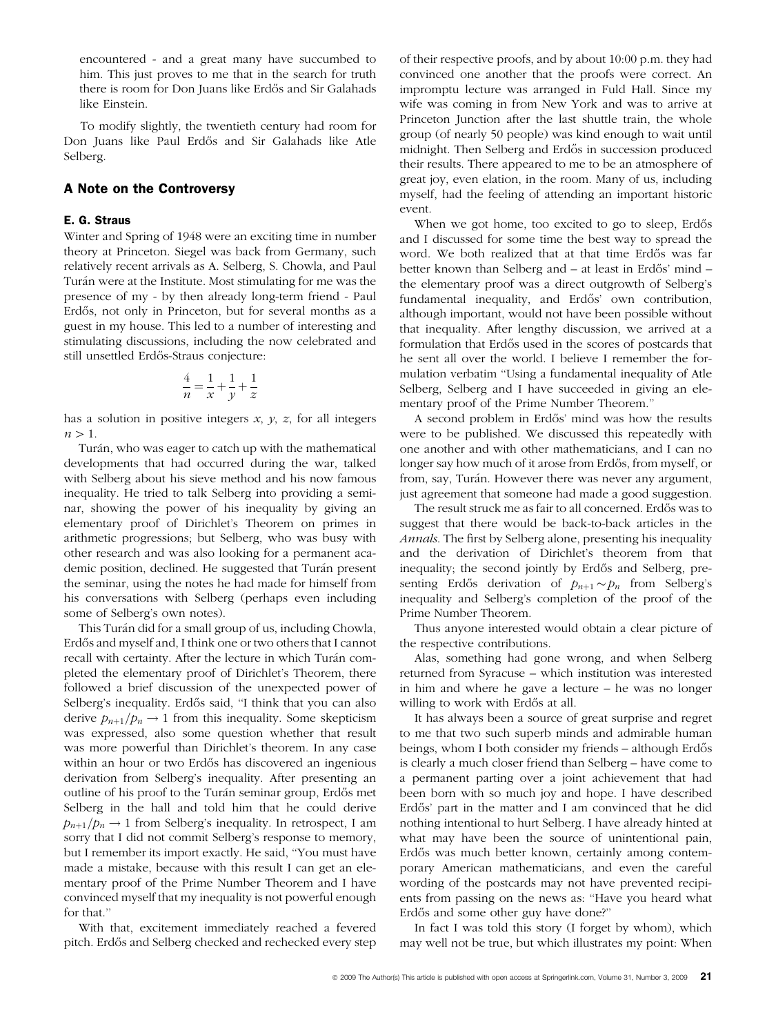encountered - and a great many have succumbed to him. This just proves to me that in the search for truth there is room for Don Juans like Erdős and Sir Galahads like Einstein.

To modify slightly, the twentieth century had room for Don Juans like Paul Erdős and Sir Galahads like Atle Selberg.

## A Note on the Controversy

### E. G. Straus

Winter and Spring of 1948 were an exciting time in number theory at Princeton. Siegel was back from Germany, such relatively recent arrivals as A. Selberg, S. Chowla, and Paul Turán were at the Institute. Most stimulating for me was the presence of my - by then already long-term friend - Paul Erdős, not only in Princeton, but for several months as a guest in my house. This led to a number of interesting and stimulating discussions, including the now celebrated and still unsettled Erdős-Straus conjecture:

$$\frac{4}{n} = \frac{1}{x} + \frac{1}{y} + \frac{1}{z}$$

has a solution in positive integers $x$, $y$, $z$, for all integers $n > 1$.

Turán, who was eager to catch up with the mathematical developments that had occurred during the war, talked with Selberg about his sieve method and his now famous inequality. He tried to talk Selberg into providing a seminar, showing the power of his inequality by giving an elementary proof of Dirichlet's Theorem on primes in arithmetic progressions; but Selberg, who was busy with other research and was also looking for a permanent academic position, declined. He suggested that Turán present the seminar, using the notes he had made for himself from his conversations with Selberg (perhaps even including some of Selberg's own notes).

This Turán did for a small group of us, including Chowla, Erdős and myself and, I think one or two others that I cannot recall with certainty. After the lecture in which Turán completed the elementary proof of Dirichlet's Theorem, there followed a brief discussion of the unexpected power of Selberg's inequality. Erdős said, "I think that you can also derive $p_{n+1}/p_n \to 1$ from this inequality. Some skepticism was expressed, also some question whether that result was more powerful than Dirichlet's theorem. In any case within an hour or two Erdős has discovered an ingenious derivation from Selberg's inequality. After presenting an outline of his proof to the Turán seminar group, Erdős met Selberg in the hall and told him that he could derive $p_{n+1}/p_n \to 1$ from Selberg's inequality. In retrospect, I am sorry that I did not commit Selberg's response to memory, but I remember its import exactly. He said, "You must have made a mistake, because with this result I can get an elementary proof of the Prime Number Theorem and I have convinced myself that my inequality is not powerful enough for that."

With that, excitement immediately reached a fevered pitch. Erdős and Selberg checked and rechecked every step of their respective proofs, and by about 10:00 p.m. they had convinced one another that the proofs were correct. An impromptu lecture was arranged in Fuld Hall. Since my wife was coming in from New York and was to arrive at Princeton Junction after the last shuttle train, the whole group (of nearly 50 people) was kind enough to wait until midnight. Then Selberg and Erdős in succession produced their results. There appeared to me to be an atmosphere of great joy, even elation, in the room. Many of us, including myself, had the feeling of attending an important historic event.

When we got home, too excited to go to sleep, Erdős and I discussed for some time the best way to spread the word. We both realized that at that time Erdős was far better known than Selberg and – at least in Erdős' mind – the elementary proof was a direct outgrowth of Selberg's fundamental inequality, and Erdős' own contribution, although important, would not have been possible without that inequality. After lengthy discussion, we arrived at a formulation that Erdős used in the scores of postcards that he sent all over the world. I believe I remember the formulation verbatim "Using a fundamental inequality of Atle Selberg, Selberg and I have succeeded in giving an elementary proof of the Prime Number Theorem."

A second problem in Erdős' mind was how the results were to be published. We discussed this repeatedly with one another and with other mathematicians, and I can no longer say how much of it arose from Erdős, from myself, or from, say, Turán. However there was never any argument, just agreement that someone had made a good suggestion.

The result struck me as fair to all concerned. Erdős was to suggest that there would be back-to-back articles in the *Annals*. The first by Selberg alone, presenting his inequality and the derivation of Dirichlet's theorem from that inequality; the second jointly by Erdős and Selberg, presenting Erdős derivation of $p_{n+1} \sim p_n$ from Selberg's inequality and Selberg's completion of the proof of the Prime Number Theorem.

Thus anyone interested would obtain a clear picture of the respective contributions.

Alas, something had gone wrong, and when Selberg returned from Syracuse – which institution was interested in him and where he gave a lecture – he was no longer willing to work with Erdős at all.

It has always been a source of great surprise and regret to me that two such superb minds and admirable human beings, whom I both consider my friends – although Erdős is clearly a much closer friend than Selberg – have come to a permanent parting over a joint achievement that had been born with so much joy and hope. I have described Erdős' part in the matter and I am convinced that he did nothing intentional to hurt Selberg. I have already hinted at what may have been the source of unintentional pain, Erdős was much better known, certainly among contemporary American mathematicians, and even the careful wording of the postcards may not have prevented recipients from passing on the news as: "Have you heard what Erdős and some other guy have done?"

In fact I was told this story (I forget by whom), which may well not be true, but which illustrates my point: When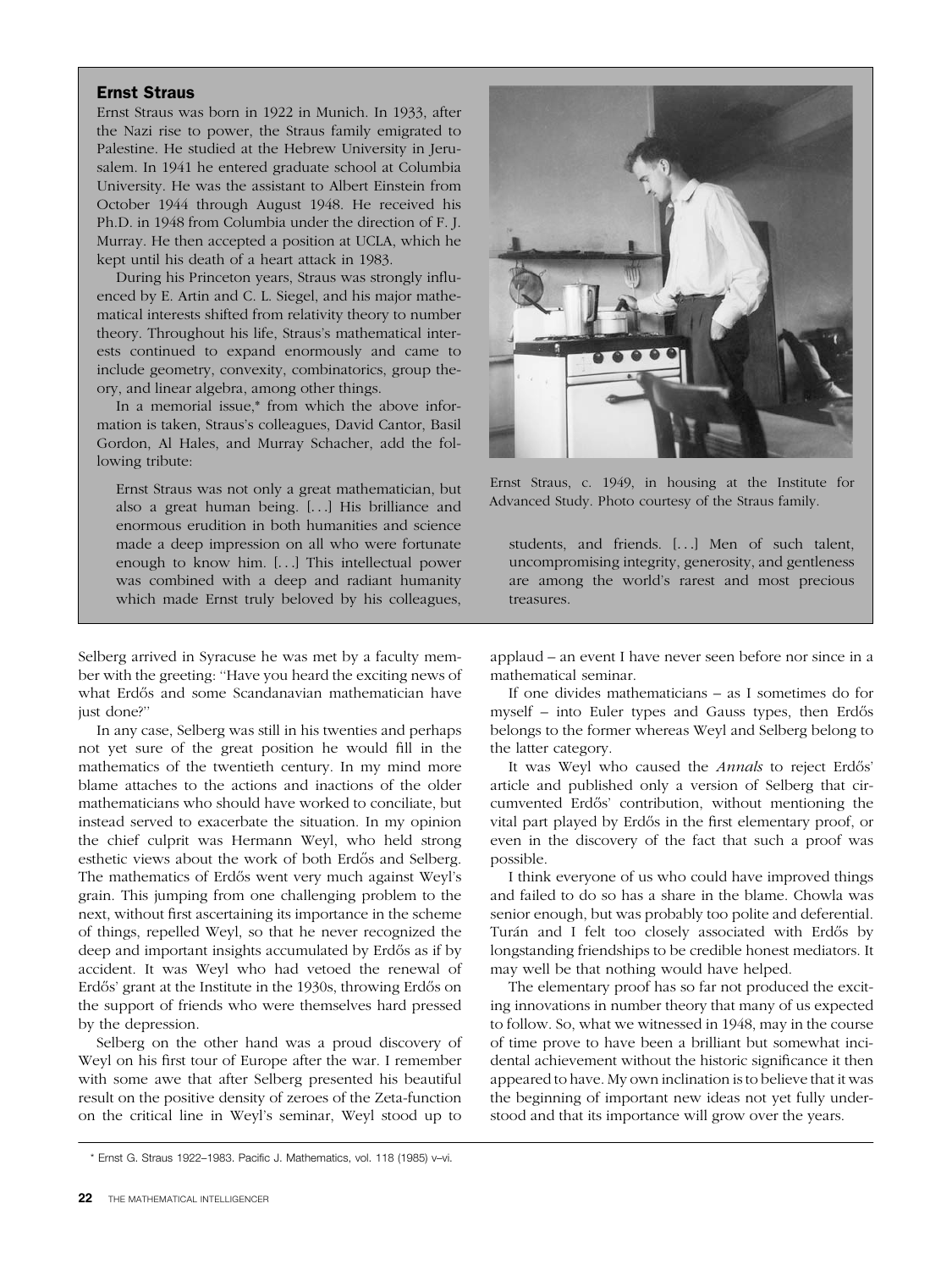## Ernst Straus

Ernst Straus was born in 1922 in Munich. In 1933, after the Nazi rise to power, the Straus family emigrated to Palestine. He studied at the Hebrew University in Jerusalem. In 1941 he entered graduate school at Columbia University. He was the assistant to Albert Einstein from October 1944 through August 1948. He received his Ph.D. in 1948 from Columbia under the direction of F. J. Murray. He then accepted a position at UCLA, which he kept until his death of a heart attack in 1983.

During his Princeton years, Straus was strongly influenced by E. Artin and C. L. Siegel, and his major mathematical interests shifted from relativity theory to number theory. Throughout his life, Straus's mathematical interests continued to expand enormously and came to include geometry, convexity, combinatorics, group theory, and linear algebra, among other things.

In a memorial issue,* from which the above information is taken, Straus's colleagues, David Cantor, Basil Gordon, Al Hales, and Murray Schacher, add the following tribute:

> Ernst Straus was not only a great mathematician, but also a great human being. [...] His brilliance and enormous erudition in both humanities and science made a deep impression on all who were fortunate enough to know him. [...] This intellectual power was combined with a deep and radiant humanity which made Ernst truly beloved by his colleagues, students, and friends. [...] Men of such talent, uncompromising integrity, generosity, and gentleness are among the world's rarest and most precious treasures.

Ernst Straus, c. 1949, in housing at the Institute for Advanced Study. Photo courtesy of the Straus family.

Selberg arrived in Syracuse he was met by a faculty member with the greeting: "Have you heard the exciting news of what Erdős and some Scandanavian mathematician have just done?"

In any case, Selberg was still in his twenties and perhaps not yet sure of the great position he would fill in the mathematics of the twentieth century. In my mind more blame attaches to the actions and inactions of the older mathematicians who should have worked to conciliate, but instead served to exacerbate the situation. In my opinion the chief culprit was Hermann Weyl, who held strong esthetic views about the work of both Erdős and Selberg. The mathematics of Erdős went very much against Weyl's grain. This jumping from one challenging problem to the next, without first ascertaining its importance in the scheme of things, repelled Weyl, so that he never recognized the deep and important insights accumulated by Erdős as if by accident. It was Weyl who had vetoed the renewal of Erdős' grant at the Institute in the 1930s, throwing Erdős on the support of friends who were themselves hard pressed by the depression.

Selberg on the other hand was a proud discovery of Weyl on his first tour of Europe after the war. I remember with some awe that after Selberg presented his beautiful result on the positive density of zeroes of the Zeta-function on the critical line in Weyl's seminar, Weyl stood up to applaud – an event I have never seen before nor since in a mathematical seminar.

If one divides mathematicians – as I sometimes do for myself – into Euler types and Gauss types, then Erdős belongs to the former whereas Weyl and Selberg belong to the latter category.

It was Weyl who caused the *Annals* to reject Erdős' article and published only a version of Selberg that circumvented Erdős' contribution, without mentioning the vital part played by Erdős in the first elementary proof, or even in the discovery of the fact that such a proof was possible.

I think everyone of us who could have improved things and failed to do so has a share in the blame. Chowla was senior enough, but was probably too polite and deferential. Turán and I felt too closely associated with Erdős by longstanding friendships to be credible honest mediators. It may well be that nothing would have helped.

The elementary proof has so far not produced the exciting innovations in number theory that many of us expected to follow. So, what we witnessed in 1948, may in the course of time prove to have been a brilliant but somewhat incidental achievement without the historic significance it then appeared to have. My own inclination is to believe that it was the beginning of important new ideas not yet fully understood and that its importance will grow over the years.

\* Ernst G. Straus 1922–1983. Pacific J. Mathematics, vol. 118 (1985) v–vi.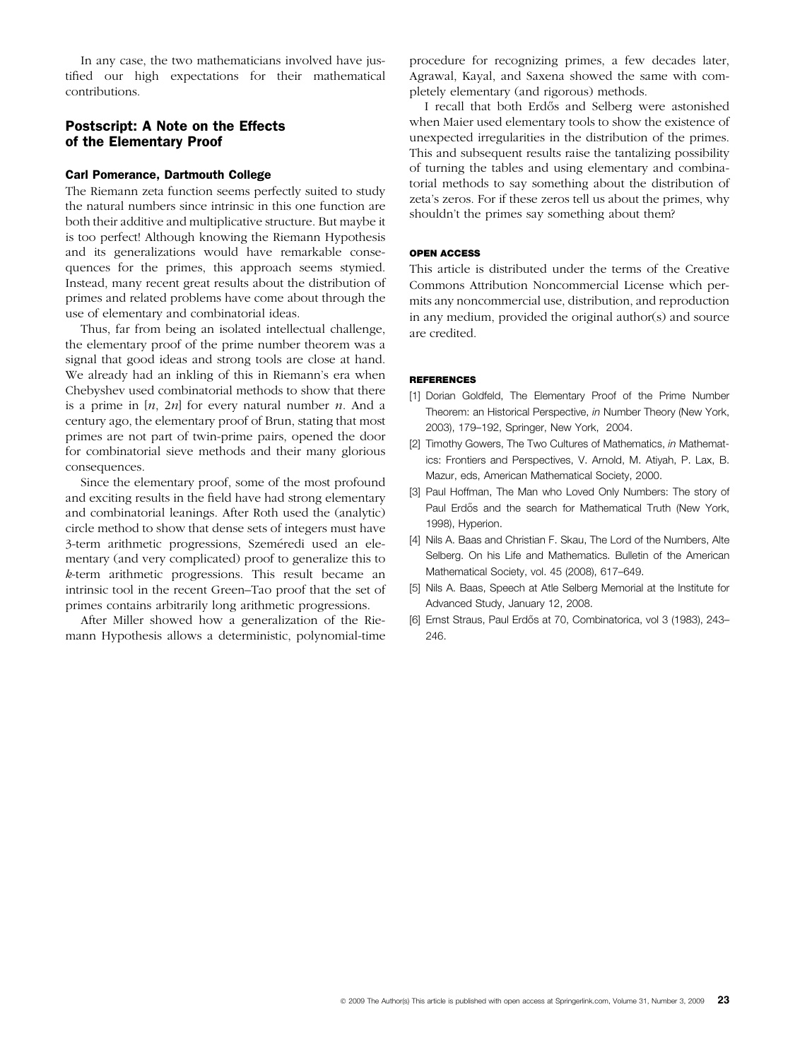In any case, the two mathematicians involved have justified our high expectations for their mathematical contributions.

## Postscript: A Note on the Effects of the Elementary Proof

### Carl Pomerance, Dartmouth College

The Riemann zeta function seems perfectly suited to study the natural numbers since intrinsic in this one function are both their additive and multiplicative structure. But maybe it is too perfect! Although knowing the Riemann Hypothesis and its generalizations would have remarkable consequences for the primes, this approach seems stymied. Instead, many recent great results about the distribution of primes and related problems have come about through the use of elementary and combinatorial ideas.

Thus, far from being an isolated intellectual challenge, the elementary proof of the prime number theorem was a signal that good ideas and strong tools are close at hand. We already had an inkling of this in Riemann's era when Chebyshev used combinatorial methods to show that there is a prime in $[n, 2n]$ for every natural number $n$. And a century ago, the elementary proof of Brun, stating that most primes are not part of twin-prime pairs, opened the door for combinatorial sieve methods and their many glorious consequences.

Since the elementary proof, some of the most profound and exciting results in the field have had strong elementary and combinatorial leanings. After Roth used the (analytic) circle method to show that dense sets of integers must have 3-term arithmetic progressions, Szeméredi used an elementary (and very complicated) proof to generalize this to $k$-term arithmetic progressions. This result became an intrinsic tool in the recent Green–Tao proof that the set of primes contains arbitrarily long arithmetic progressions.

After Miller showed how a generalization of the Riemann Hypothesis allows a deterministic, polynomial-time procedure for recognizing primes, a few decades later, Agrawal, Kayal, and Saxena showed the same with completely elementary (and rigorous) methods.

I recall that both Erdős and Selberg were astonished when Maier used elementary tools to show the existence of unexpected irregularities in the distribution of the primes. This and subsequent results raise the tantalizing possibility of turning the tables and using elementary and combinatorial methods to say something about the distribution of zeta's zeros. For if these zeros tell us about the primes, why shouldn't the primes say something about them?

#### OPEN ACCESS

This article is distributed under the terms of the Creative Commons Attribution Noncommercial License which permits any noncommercial use, distribution, and reproduction in any medium, provided the original author(s) and source are credited.

#### REFERENCES

[1] Dorian Goldfeld, The Elementary Proof of the Prime Number Theorem: an Historical Perspective, *in* Number Theory (New York, 2003), 179–192, Springer, New York, 2004.

[2] Timothy Gowers, The Two Cultures of Mathematics, *in* Mathematics: Frontiers and Perspectives, V. Arnold, M. Atiyah, P. Lax, B. Mazur, eds, American Mathematical Society, 2000.

[3] Paul Hoffman, The Man who Loved Only Numbers: The story of Paul Erdős and the search for Mathematical Truth (New York, 1998), Hyperion.

[4] Nils A. Baas and Christian F. Skau, The Lord of the Numbers, Alte Selberg. On his Life and Mathematics. Bulletin of the American Mathematical Society, vol. 45 (2008), 617–649.

[5] Nils A. Baas, Speech at Atle Selberg Memorial at the Institute for Advanced Study, January 12, 2008.

[6] Ernst Straus, Paul Erdős at 70, Combinatorica, vol 3 (1983), 243–246.